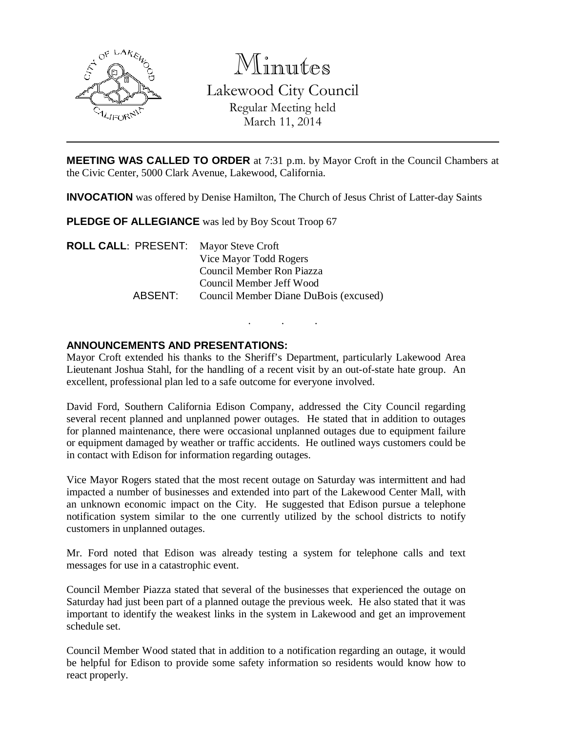# Minutes

## Lakewood City Council

Regular Meeting held
March 11, 2014

**MEETING WAS CALLED TO ORDER** at 7:31 p.m. by Mayor Croft in the Council Chambers at the Civic Center, 5000 Clark Avenue, Lakewood, California.

**INVOCATION** was offered by Denise Hamilton, The Church of Jesus Christ of Latter-day Saints

**PLEDGE OF ALLEGIANCE** was led by Boy Scout Troop 67

**ROLL CALL**: PRESENT: Mayor Steve Croft
Vice Mayor Todd Rogers
Council Member Ron Piazza
Council Member Jeff Wood

ABSENT: Council Member Diane DuBois (excused)

. . .

**ANNOUNCEMENTS AND PRESENTATIONS:**

Mayor Croft extended his thanks to the Sheriff's Department, particularly Lakewood Area Lieutenant Joshua Stahl, for the handling of a recent visit by an out-of-state hate group. An excellent, professional plan led to a safe outcome for everyone involved.

David Ford, Southern California Edison Company, addressed the City Council regarding several recent planned and unplanned power outages. He stated that in addition to outages for planned maintenance, there were occasional unplanned outages due to equipment failure or equipment damaged by weather or traffic accidents. He outlined ways customers could be in contact with Edison for information regarding outages.

Vice Mayor Rogers stated that the most recent outage on Saturday was intermittent and had impacted a number of businesses and extended into part of the Lakewood Center Mall, with an unknown economic impact on the City. He suggested that Edison pursue a telephone notification system similar to the one currently utilized by the school districts to notify customers in unplanned outages.

Mr. Ford noted that Edison was already testing a system for telephone calls and text messages for use in a catastrophic event.

Council Member Piazza stated that several of the businesses that experienced the outage on Saturday had just been part of a planned outage the previous week. He also stated that it was important to identify the weakest links in the system in Lakewood and get an improvement schedule set.

Council Member Wood stated that in addition to a notification regarding an outage, it would be helpful for Edison to provide some safety information so residents would know how to react properly.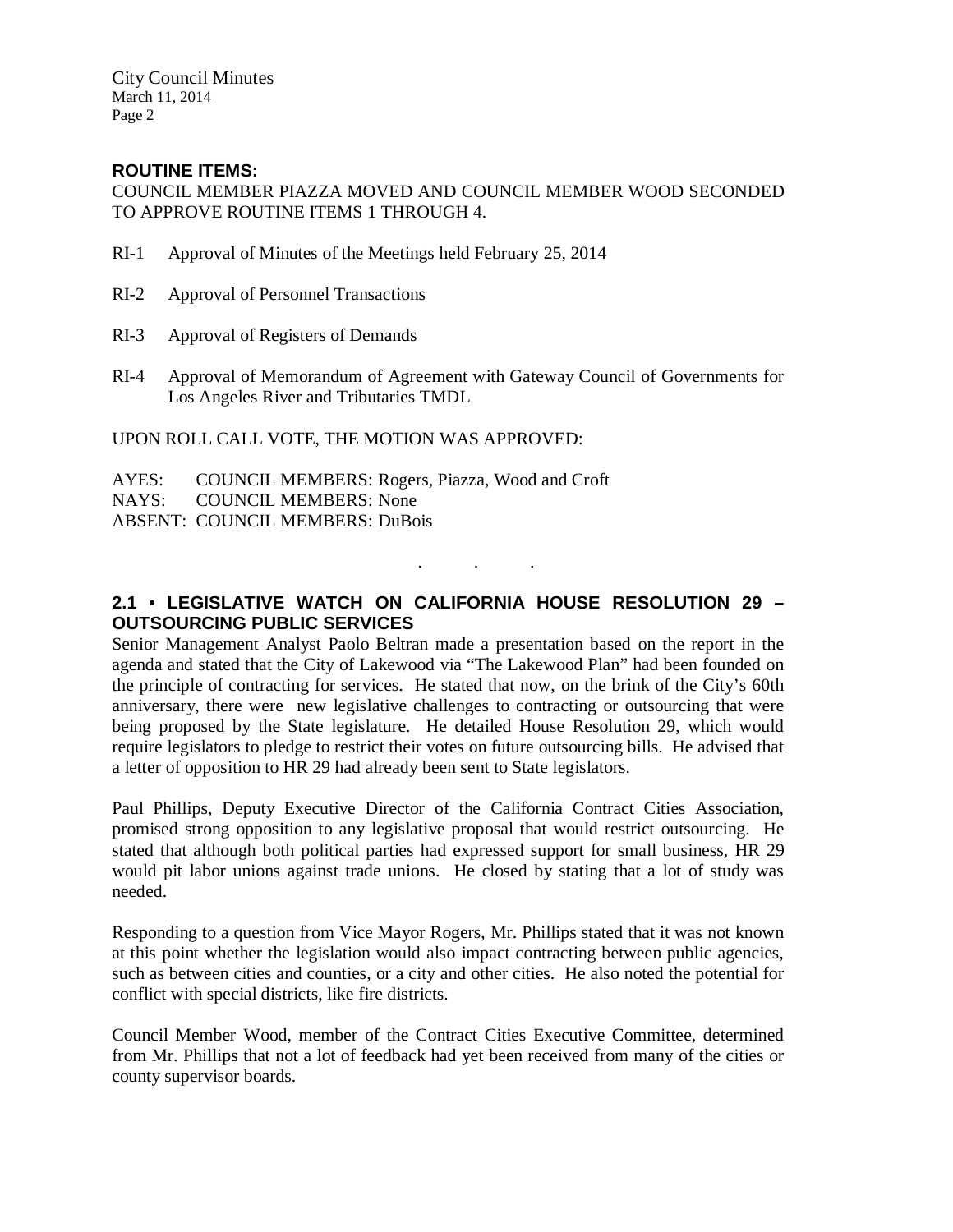**ROUTINE ITEMS:**

COUNCIL MEMBER PIAZZA MOVED AND COUNCIL MEMBER WOOD SECONDED TO APPROVE ROUTINE ITEMS 1 THROUGH 4.

RI-1 Approval of Minutes of the Meetings held February 25, 2014

RI-2 Approval of Personnel Transactions

RI-3 Approval of Registers of Demands

RI-4 Approval of Memorandum of Agreement with Gateway Council of Governments for Los Angeles River and Tributaries TMDL

UPON ROLL CALL VOTE, THE MOTION WAS APPROVED:

AYES: COUNCIL MEMBERS: Rogers, Piazza, Wood and Croft
NAYS: COUNCIL MEMBERS: None
ABSENT: COUNCIL MEMBERS: DuBois

. . .

## 2.1 • LEGISLATIVE WATCH ON CALIFORNIA HOUSE RESOLUTION 29 – OUTSOURCING PUBLIC SERVICES

Senior Management Analyst Paolo Beltran made a presentation based on the report in the agenda and stated that the City of Lakewood via "The Lakewood Plan" had been founded on the principle of contracting for services. He stated that now, on the brink of the City's 60th anniversary, there were new legislative challenges to contracting or outsourcing that were being proposed by the State legislature. He detailed House Resolution 29, which would require legislators to pledge to restrict their votes on future outsourcing bills. He advised that a letter of opposition to HR 29 had already been sent to State legislators.

Paul Phillips, Deputy Executive Director of the California Contract Cities Association, promised strong opposition to any legislative proposal that would restrict outsourcing. He stated that although both political parties had expressed support for small business, HR 29 would pit labor unions against trade unions. He closed by stating that a lot of study was needed.

Responding to a question from Vice Mayor Rogers, Mr. Phillips stated that it was not known at this point whether the legislation would also impact contracting between public agencies, such as between cities and counties, or a city and other cities. He also noted the potential for conflict with special districts, like fire districts.

Council Member Wood, member of the Contract Cities Executive Committee, determined from Mr. Phillips that not a lot of feedback had yet been received from many of the cities or county supervisor boards.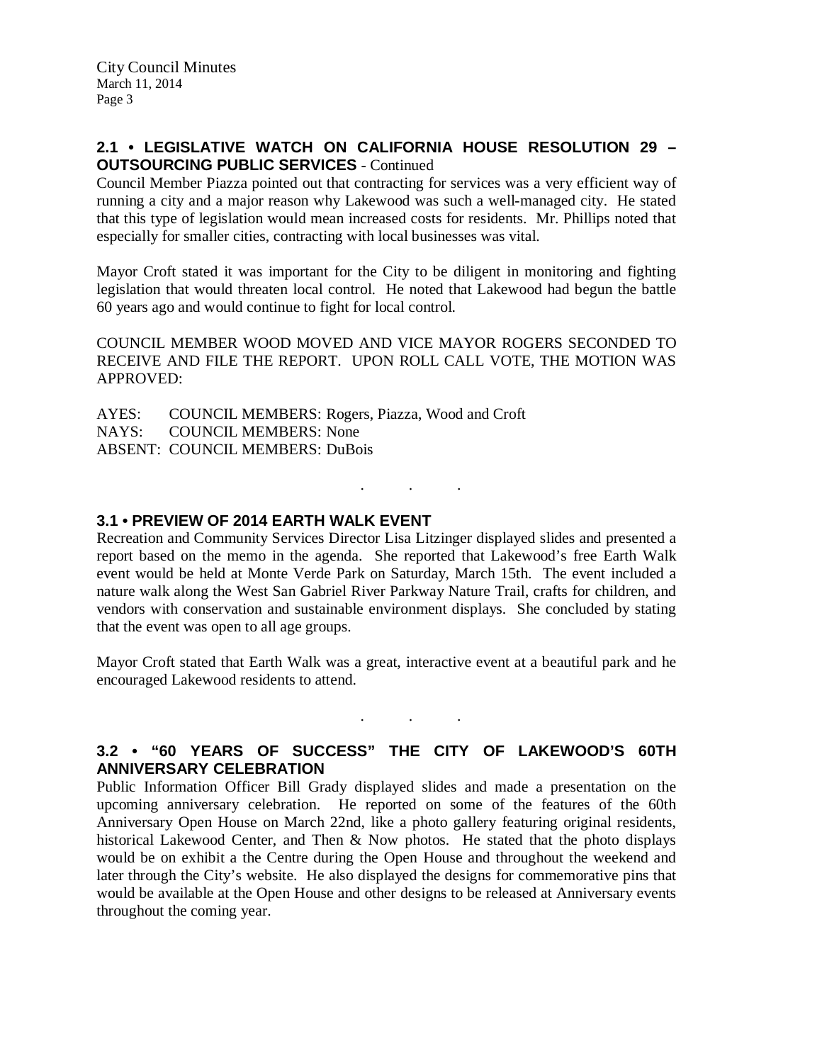## 2.1 • LEGISLATIVE WATCH ON CALIFORNIA HOUSE RESOLUTION 29 – OUTSOURCING PUBLIC SERVICES - Continued

Council Member Piazza pointed out that contracting for services was a very efficient way of running a city and a major reason why Lakewood was such a well-managed city. He stated that this type of legislation would mean increased costs for residents. Mr. Phillips noted that especially for smaller cities, contracting with local businesses was vital.

Mayor Croft stated it was important for the City to be diligent in monitoring and fighting legislation that would threaten local control. He noted that Lakewood had begun the battle 60 years ago and would continue to fight for local control.

COUNCIL MEMBER WOOD MOVED AND VICE MAYOR ROGERS SECONDED TO RECEIVE AND FILE THE REPORT. UPON ROLL CALL VOTE, THE MOTION WAS APPROVED:

AYES: COUNCIL MEMBERS: Rogers, Piazza, Wood and Croft
NAYS: COUNCIL MEMBERS: None
ABSENT: COUNCIL MEMBERS: DuBois

. . .

## 3.1 • PREVIEW OF 2014 EARTH WALK EVENT

Recreation and Community Services Director Lisa Litzinger displayed slides and presented a report based on the memo in the agenda. She reported that Lakewood's free Earth Walk event would be held at Monte Verde Park on Saturday, March 15th. The event included a nature walk along the West San Gabriel River Parkway Nature Trail, crafts for children, and vendors with conservation and sustainable environment displays. She concluded by stating that the event was open to all age groups.

Mayor Croft stated that Earth Walk was a great, interactive event at a beautiful park and he encouraged Lakewood residents to attend.

. . .

## 3.2 • "60 YEARS OF SUCCESS" THE CITY OF LAKEWOOD'S 60TH ANNIVERSARY CELEBRATION

Public Information Officer Bill Grady displayed slides and made a presentation on the upcoming anniversary celebration. He reported on some of the features of the 60th Anniversary Open House on March 22nd, like a photo gallery featuring original residents, historical Lakewood Center, and Then & Now photos. He stated that the photo displays would be on exhibit a the Centre during the Open House and throughout the weekend and later through the City's website. He also displayed the designs for commemorative pins that would be available at the Open House and other designs to be released at Anniversary events throughout the coming year.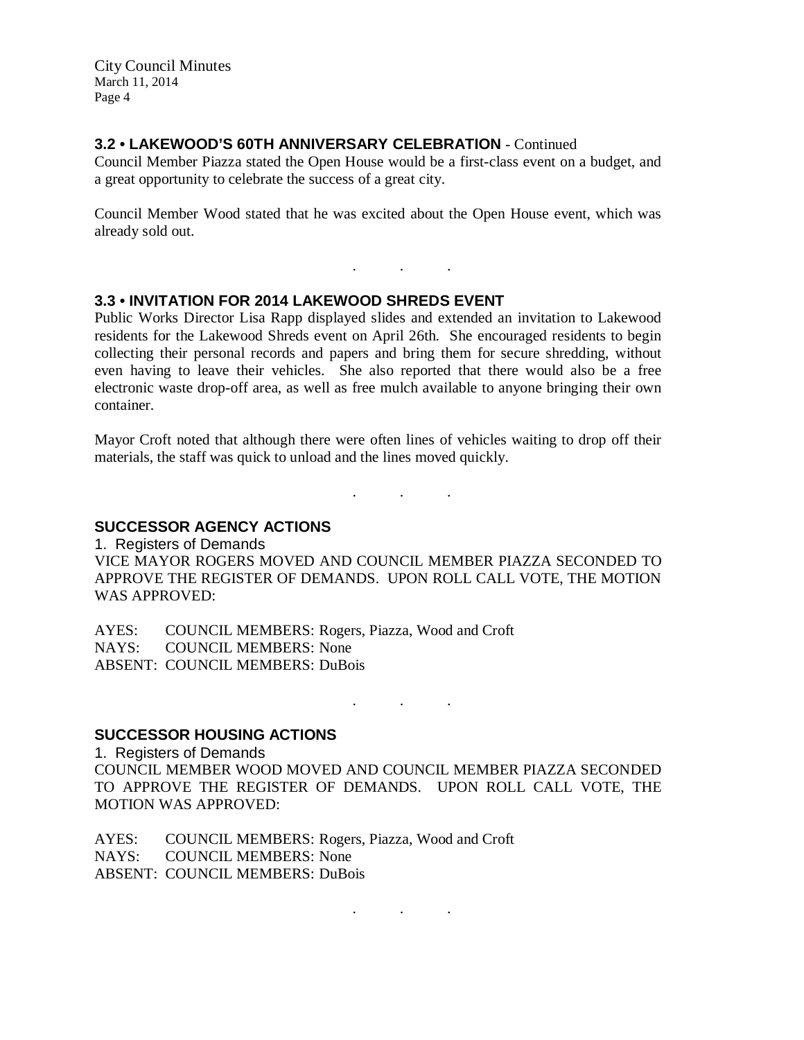### 3.2 • LAKEWOOD'S 60TH ANNIVERSARY CELEBRATION - Continued

Council Member Piazza stated the Open House would be a first-class event on a budget, and a great opportunity to celebrate the success of a great city.

Council Member Wood stated that he was excited about the Open House event, which was already sold out.

. . .

### 3.3 • INVITATION FOR 2014 LAKEWOOD SHREDS EVENT

Public Works Director Lisa Rapp displayed slides and extended an invitation to Lakewood residents for the Lakewood Shreds event on April 26th. She encouraged residents to begin collecting their personal records and papers and bring them for secure shredding, without even having to leave their vehicles. She also reported that there would also be a free electronic waste drop-off area, as well as free mulch available to anyone bringing their own container.

Mayor Croft noted that although there were often lines of vehicles waiting to drop off their materials, the staff was quick to unload and the lines moved quickly.

. . .

### SUCCESSOR AGENCY ACTIONS

1. Registers of Demands

VICE MAYOR ROGERS MOVED AND COUNCIL MEMBER PIAZZA SECONDED TO APPROVE THE REGISTER OF DEMANDS. UPON ROLL CALL VOTE, THE MOTION WAS APPROVED:

AYES: COUNCIL MEMBERS: Rogers, Piazza, Wood and Croft
NAYS: COUNCIL MEMBERS: None
ABSENT: COUNCIL MEMBERS: DuBois

. . .

### SUCCESSOR HOUSING ACTIONS

1. Registers of Demands

COUNCIL MEMBER WOOD MOVED AND COUNCIL MEMBER PIAZZA SECONDED TO APPROVE THE REGISTER OF DEMANDS. UPON ROLL CALL VOTE, THE MOTION WAS APPROVED:

AYES: COUNCIL MEMBERS: Rogers, Piazza, Wood and Croft
NAYS: COUNCIL MEMBERS: None
ABSENT: COUNCIL MEMBERS: DuBois

. . .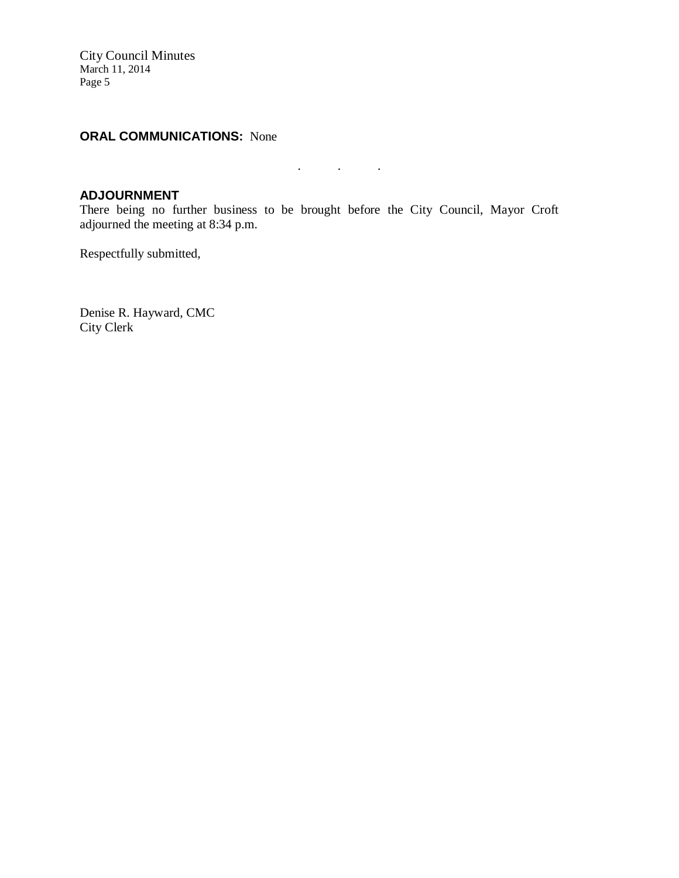**ORAL COMMUNICATIONS:** None

. . .

**ADJOURNMENT**

There being no further business to be brought before the City Council, Mayor Croft adjourned the meeting at 8:34 p.m.

Respectfully submitted,

Denise R. Hayward, CMC
City Clerk